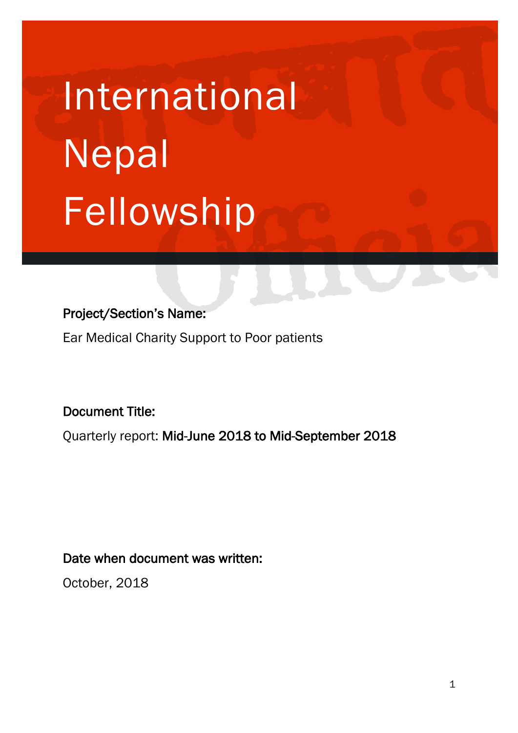# International Nepal Fellowship

**Project/Section's Name:**

Ear Medical Charity Support to Poor patients

**Document Title:**

Quarterly report: **Mid-June 2018 to Mid-September 2018**

**Date when document was written:**

October, 2018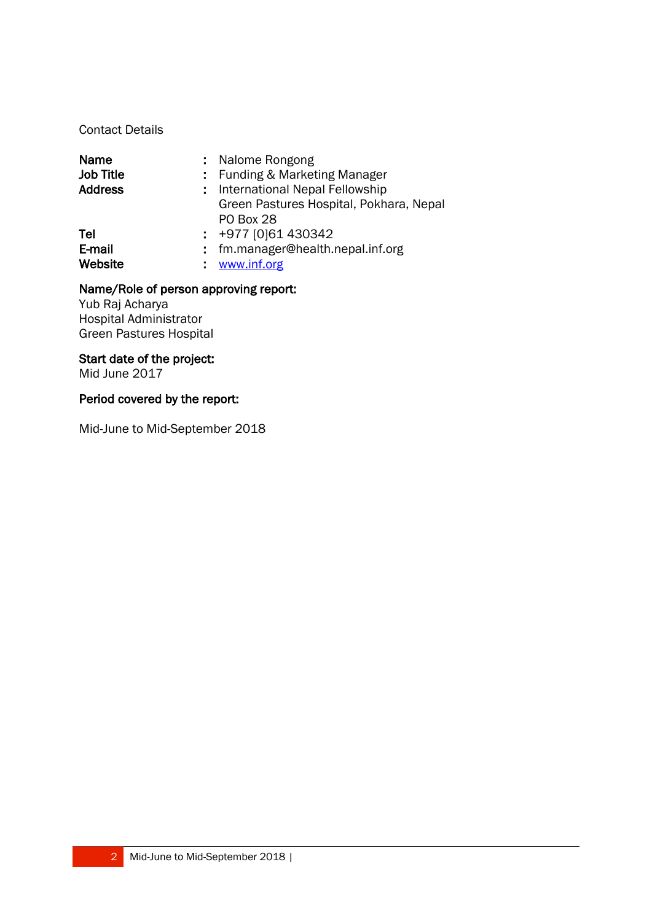Contact Details

| | | |
|---|---|---|
| **Name** | : | Nalome Rongong |
| **Job Title** | : | Funding & Marketing Manager |
| **Address** | : | International Nepal Fellowship<br>Green Pastures Hospital, Pokhara, Nepal<br>PO Box 28 |
| **Tel** | : | +977 [0]61 430342 |
| **E-mail** | : | fm.manager@health.nepal.inf.org |
| **Website** | : | www.inf.org |

**Name/Role of person approving report:**
Yub Raj Acharya
Hospital Administrator
Green Pastures Hospital

**Start date of the project:**
Mid June 2017

**Period covered by the report:**

Mid-June to Mid-September 2018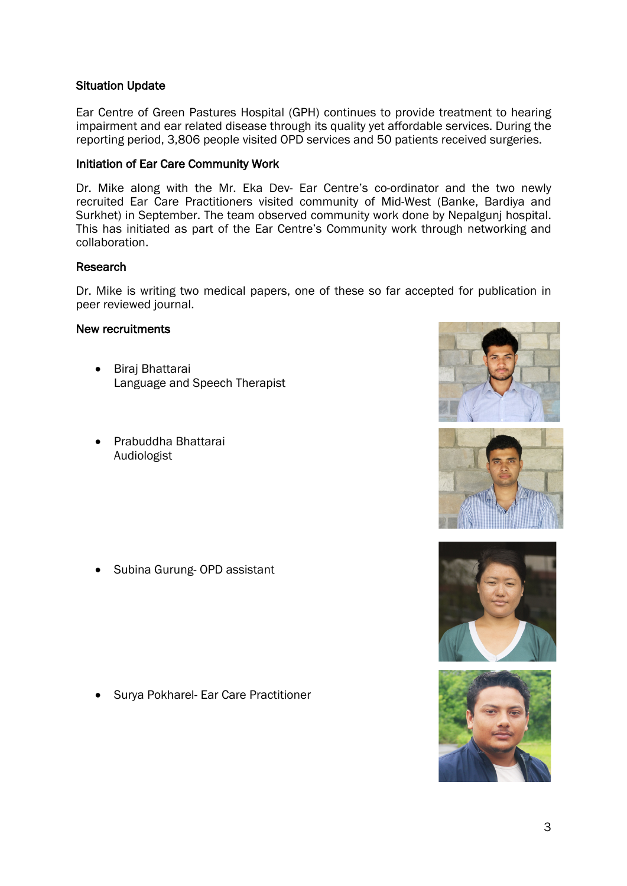## Situation Update

Ear Centre of Green Pastures Hospital (GPH) continues to provide treatment to hearing impairment and ear related disease through its quality yet affordable services. During the reporting period, 3,806 people visited OPD services and 50 patients received surgeries.

## Initiation of Ear Care Community Work

Dr. Mike along with the Mr. Eka Dev- Ear Centre's co-ordinator and the two newly recruited Ear Care Practitioners visited community of Mid-West (Banke, Bardiya and Surkhet) in September. The team observed community work done by Nepalgunj hospital. This has initiated as part of the Ear Centre's Community work through networking and collaboration.

## Research

Dr. Mike is writing two medical papers, one of these so far accepted for publication in peer reviewed journal.

## New recruitments

- Biraj Bhattarai
  Language and Speech Therapist

- Prabuddha Bhattarai
  Audiologist

- Subina Gurung- OPD assistant

- Surya Pokharel- Ear Care Practitioner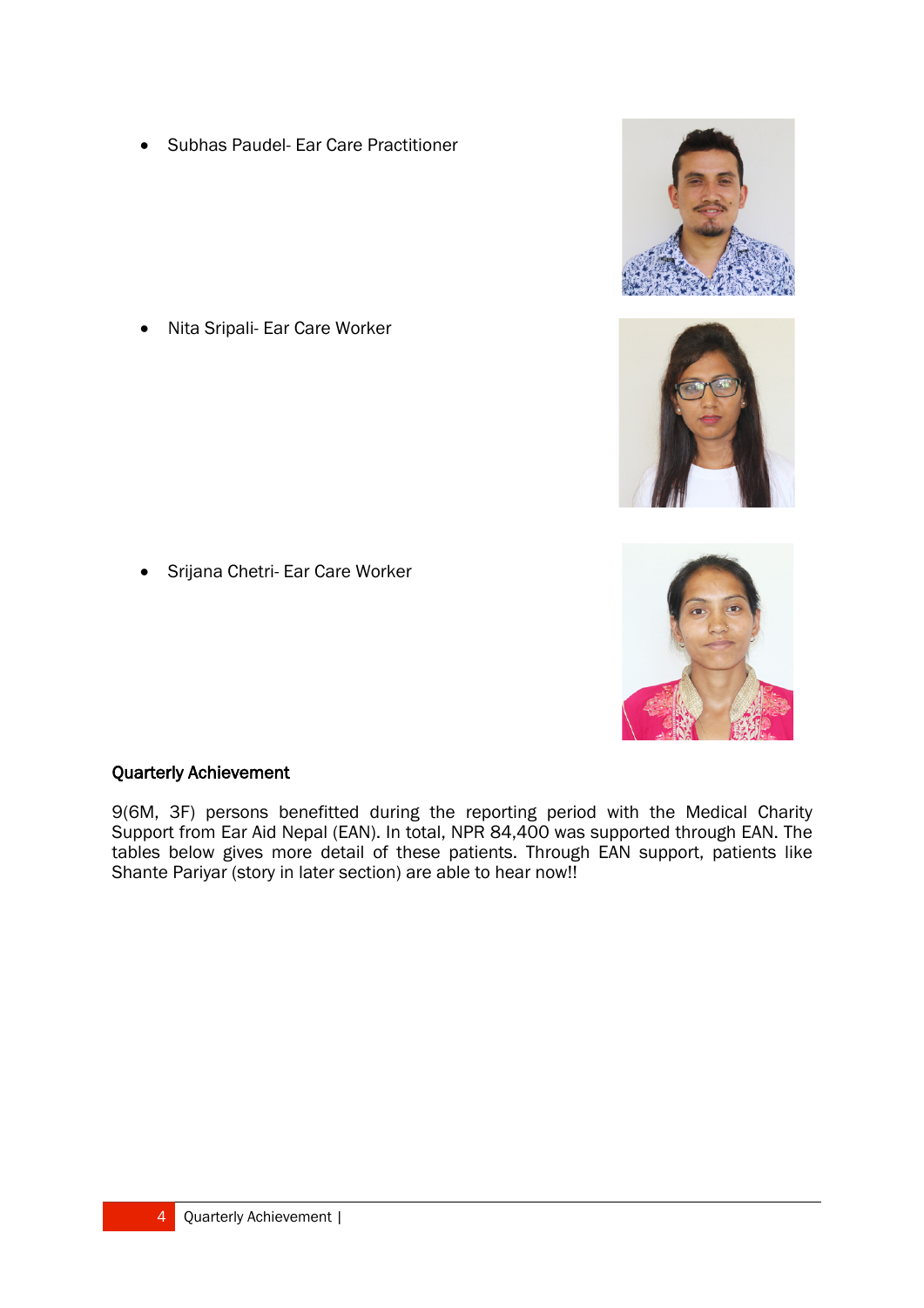- Subhas Paudel- Ear Care Practitioner

- Nita Sripali- Ear Care Worker

- Srijana Chetri- Ear Care Worker

**Quarterly Achievement**

9(6M, 3F) persons benefitted during the reporting period with the Medical Charity Support from Ear Aid Nepal (EAN). In total, NPR 84,400 was supported through EAN. The tables below gives more detail of these patients. Through EAN support, patients like Shante Pariyar (story in later section) are able to hear now!!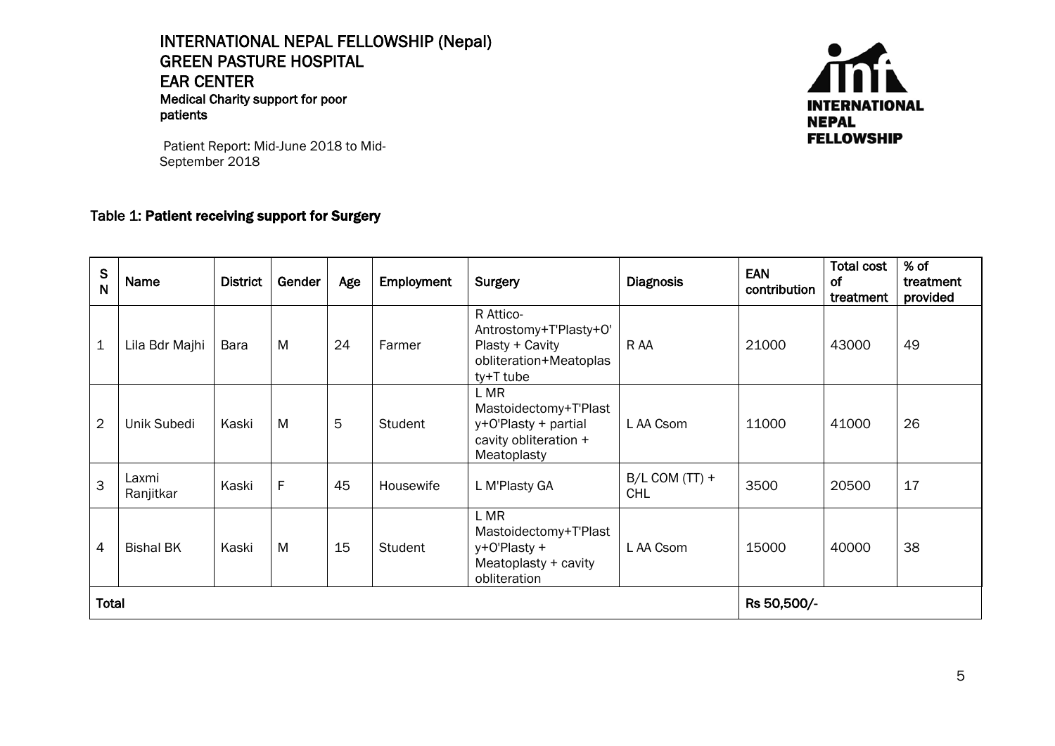# INTERNATIONAL NEPAL FELLOWSHIP (Nepal)
## GREEN PASTURE HOSPITAL
## EAR CENTER

**Medical Charity support for poor patients**

Patient Report: Mid-June 2018 to Mid-September 2018

### Table 1: Patient receiving support for Surgery

| SN | Name | District | Gender | Age | Employment | Surgery | Diagnosis | EAN contribution | Total cost of treatment | % of treatment provided |
|---|---|---|---|---|---|---|---|---|---|---|
| 1 | Lila Bdr Majhi | Bara | M | 24 | Farmer | R Attico-Antrostomy+T'Plasty+O'Plasty + Cavity obliteration+Meatoplasty+T tube | R AA | 21000 | 43000 | 49 |
| 2 | Unik Subedi | Kaski | M | 5 | Student | L MR Mastoidectomy+T'Plasty+O'Plasty + partial cavity obliteration + Meatoplasty | L AA Csom | 11000 | 41000 | 26 |
| 3 | Laxmi Ranjitkar | Kaski | F | 45 | Housewife | L M'Plasty GA | B/L COM (TT) + CHL | 3500 | 20500 | 17 |
| 4 | Bishal BK | Kaski | M | 15 | Student | L MR Mastoidectomy+T'Plasty+O'Plasty + Meatoplasty + cavity obliteration | L AA Csom | 15000 | 40000 | 38 |
| Total | | | | | | | | Rs 50,500/- | | |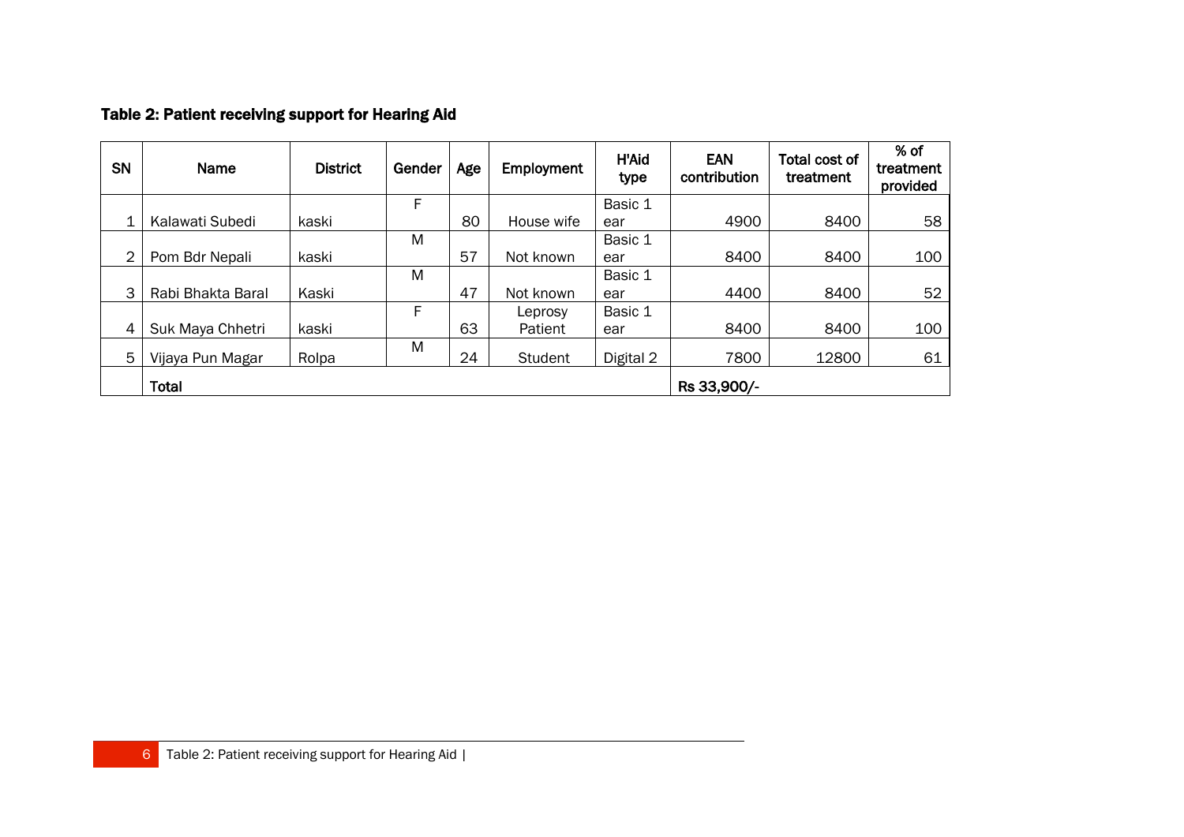**Table 2: Patient receiving support for Hearing Aid**

| SN | Name | District | Gender | Age | Employment | H'Aid type | EAN contribution | Total cost of treatment | % of treatment provided |
|---|---|---|---|---|---|---|---|---|---|
| 1 | Kalawati Subedi | kaski | F | 80 | House wife | Basic 1 ear | 4900 | 8400 | 58 |
| 2 | Pom Bdr Nepali | kaski | M | 57 | Not known | Basic 1 ear | 8400 | 8400 | 100 |
| 3 | Rabi Bhakta Baral | Kaski | M | 47 | Not known | Basic 1 ear | 4400 | 8400 | 52 |
| 4 | Suk Maya Chhetri | kaski | F | 63 | Leprosy Patient | Basic 1 ear | 8400 | 8400 | 100 |
| 5 | Vijaya Pun Magar | Rolpa | M | 24 | Student | Digital 2 | 7800 | 12800 | 61 |
| | **Total** | | | | | | **Rs 33,900/-** | | |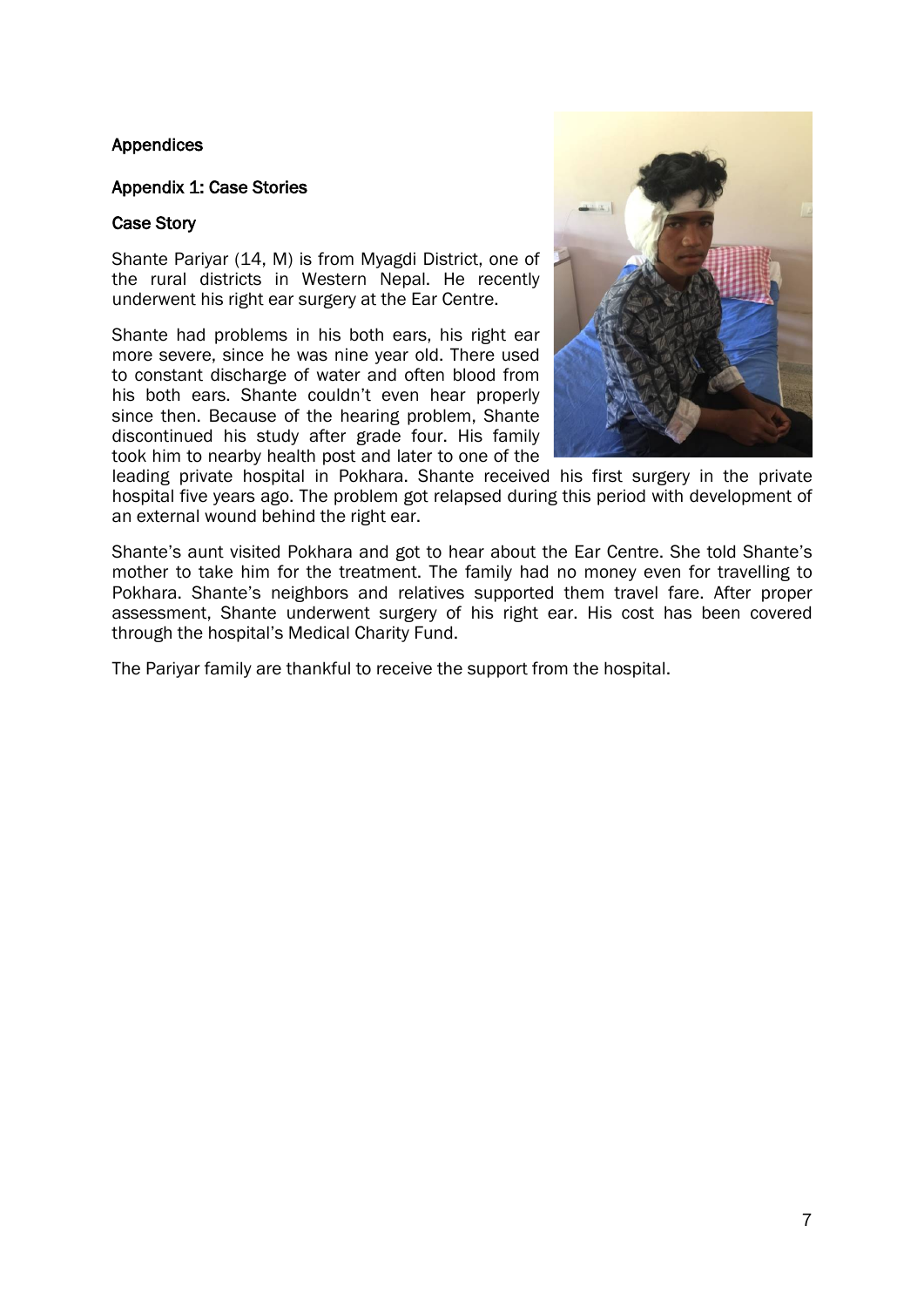## Appendices

### Appendix 1: Case Stories

### Case Story

Shante Pariyar (14, M) is from Myagdi District, one of the rural districts in Western Nepal. He recently underwent his right ear surgery at the Ear Centre.

Shante had problems in his both ears, his right ear more severe, since he was nine year old. There used to constant discharge of water and often blood from his both ears. Shante couldn't even hear properly since then. Because of the hearing problem, Shante discontinued his study after grade four. His family took him to nearby health post and later to one of the leading private hospital in Pokhara. Shante received his first surgery in the private hospital five years ago. The problem got relapsed during this period with development of an external wound behind the right ear.

Shante's aunt visited Pokhara and got to hear about the Ear Centre. She told Shante's mother to take him for the treatment. The family had no money even for travelling to Pokhara. Shante's neighbors and relatives supported them travel fare. After proper assessment, Shante underwent surgery of his right ear. His cost has been covered through the hospital's Medical Charity Fund.

The Pariyar family are thankful to receive the support from the hospital.